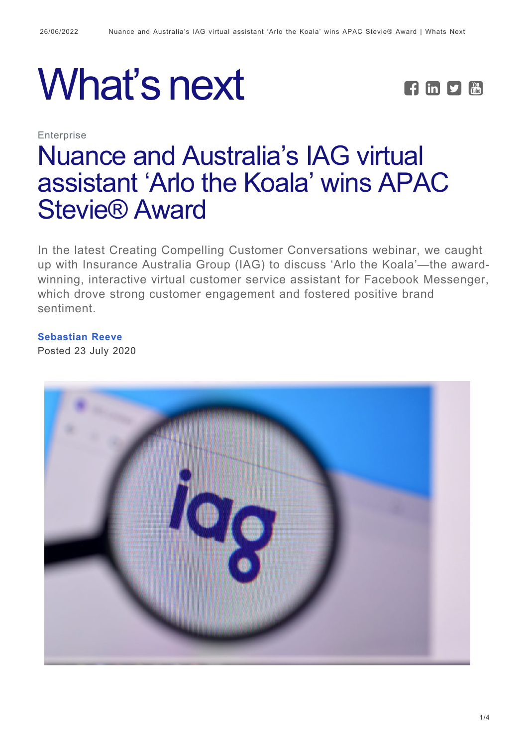# What's next

Enterprise

## Nuance and Australia's IAG virtual assistant 'Arlo the Koala' wins APAC Stevie® Award

In the latest Creating Compelling Customer Conversations webinar, we caught up with Insurance Australia Group (IAG) to discuss 'Arlo the Koala'—the award-winning, interactive virtual customer service assistant for Facebook Messenger, which drove strong customer engagement and fostered positive brand sentiment.

**Sebastian Reeve**

Posted 23 July 2020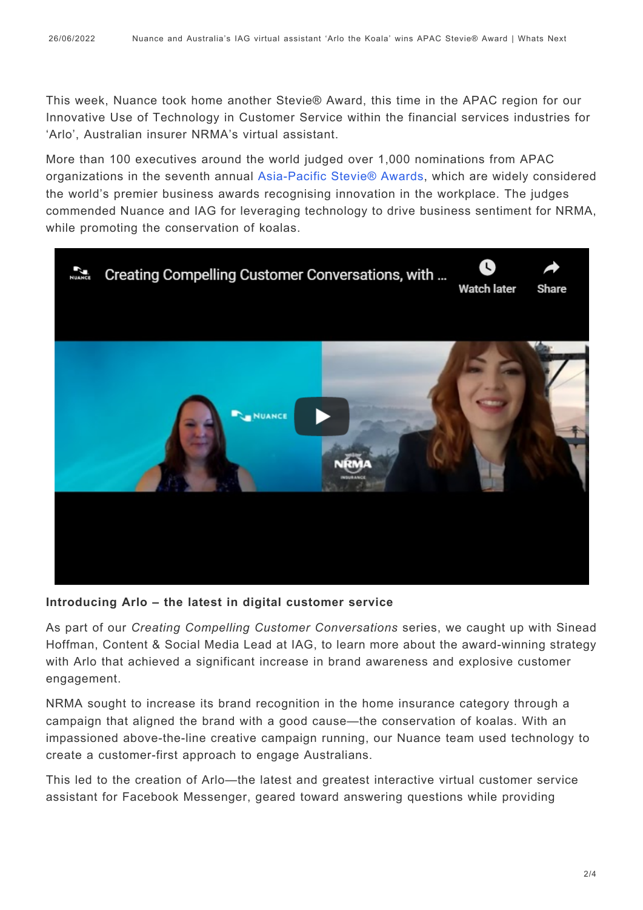This week, Nuance took home another Stevie® Award, this time in the APAC region for our Innovative Use of Technology in Customer Service within the financial services industries for 'Arlo', Australian insurer NRMA's virtual assistant.

More than 100 executives around the world judged over 1,000 nominations from APAC organizations in the seventh annual Asia-Pacific Stevie® Awards, which are widely considered the world's premier business awards recognising innovation in the workplace. The judges commended Nuance and IAG for leveraging technology to drive business sentiment for NRMA, while promoting the conservation of koalas.

**Introducing Arlo – the latest in digital customer service**

As part of our *Creating Compelling Customer Conversations* series, we caught up with Sinead Hoffman, Content & Social Media Lead at IAG, to learn more about the award-winning strategy with Arlo that achieved a significant increase in brand awareness and explosive customer engagement.

NRMA sought to increase its brand recognition in the home insurance category through a campaign that aligned the brand with a good cause—the conservation of koalas. With an impassioned above-the-line creative campaign running, our Nuance team used technology to create a customer-first approach to engage Australians.

This led to the creation of Arlo—the latest and greatest interactive virtual customer service assistant for Facebook Messenger, geared toward answering questions while providing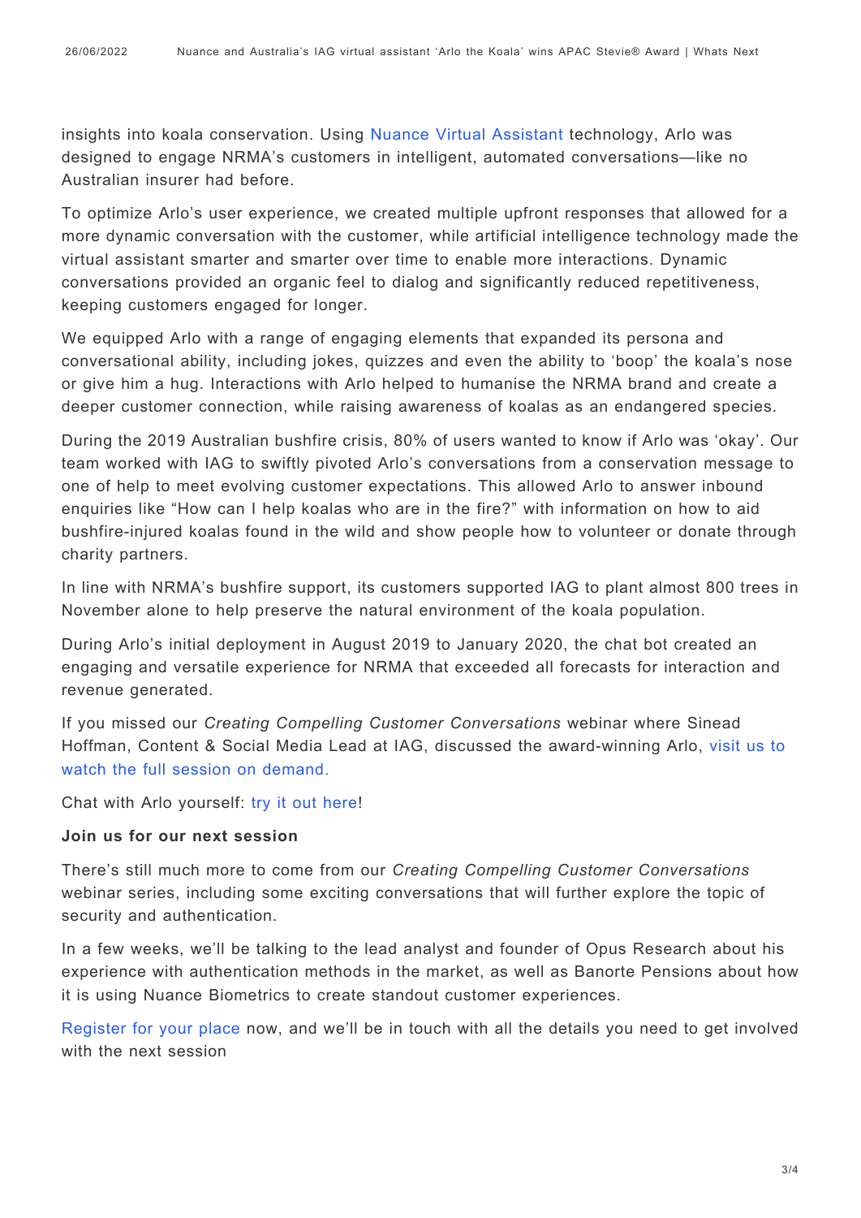insights into koala conservation. Using Nuance Virtual Assistant technology, Arlo was designed to engage NRMA's customers in intelligent, automated conversations—like no Australian insurer had before.

To optimize Arlo's user experience, we created multiple upfront responses that allowed for a more dynamic conversation with the customer, while artificial intelligence technology made the virtual assistant smarter and smarter over time to enable more interactions. Dynamic conversations provided an organic feel to dialog and significantly reduced repetitiveness, keeping customers engaged for longer.

We equipped Arlo with a range of engaging elements that expanded its persona and conversational ability, including jokes, quizzes and even the ability to 'boop' the koala's nose or give him a hug. Interactions with Arlo helped to humanise the NRMA brand and create a deeper customer connection, while raising awareness of koalas as an endangered species.

During the 2019 Australian bushfire crisis, 80% of users wanted to know if Arlo was 'okay'. Our team worked with IAG to swiftly pivoted Arlo's conversations from a conservation message to one of help to meet evolving customer expectations. This allowed Arlo to answer inbound enquiries like "How can I help koalas who are in the fire?" with information on how to aid bushfire-injured koalas found in the wild and show people how to volunteer or donate through charity partners.

In line with NRMA's bushfire support, its customers supported IAG to plant almost 800 trees in November alone to help preserve the natural environment of the koala population.

During Arlo's initial deployment in August 2019 to January 2020, the chat bot created an engaging and versatile experience for NRMA that exceeded all forecasts for interaction and revenue generated.

If you missed our *Creating Compelling Customer Conversations* webinar where Sinead Hoffman, Content & Social Media Lead at IAG, discussed the award-winning Arlo, visit us to watch the full session on demand.

Chat with Arlo yourself: try it out here!

**Join us for our next session**

There's still much more to come from our *Creating Compelling Customer Conversations* webinar series, including some exciting conversations that will further explore the topic of security and authentication.

In a few weeks, we'll be talking to the lead analyst and founder of Opus Research about his experience with authentication methods in the market, as well as Banorte Pensions about how it is using Nuance Biometrics to create standout customer experiences.

Register for your place now, and we'll be in touch with all the details you need to get involved with the next session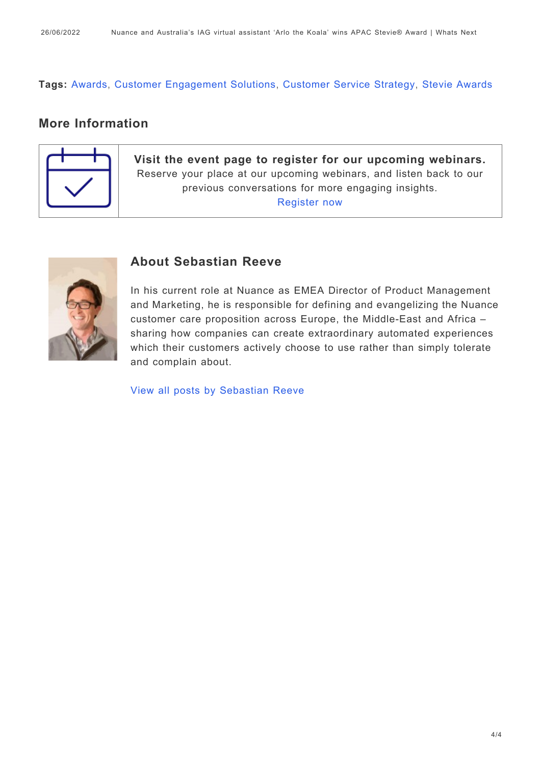**Tags:** Awards, Customer Engagement Solutions, Customer Service Strategy, Stevie Awards

## More Information

**Visit the event page to register for our upcoming webinars.**
Reserve your place at our upcoming webinars, and listen back to our previous conversations for more engaging insights.
Register now

## About Sebastian Reeve

In his current role at Nuance as EMEA Director of Product Management and Marketing, he is responsible for defining and evangelizing the Nuance customer care proposition across Europe, the Middle-East and Africa – sharing how companies can create extraordinary automated experiences which their customers actively choose to use rather than simply tolerate and complain about.

View all posts by Sebastian Reeve